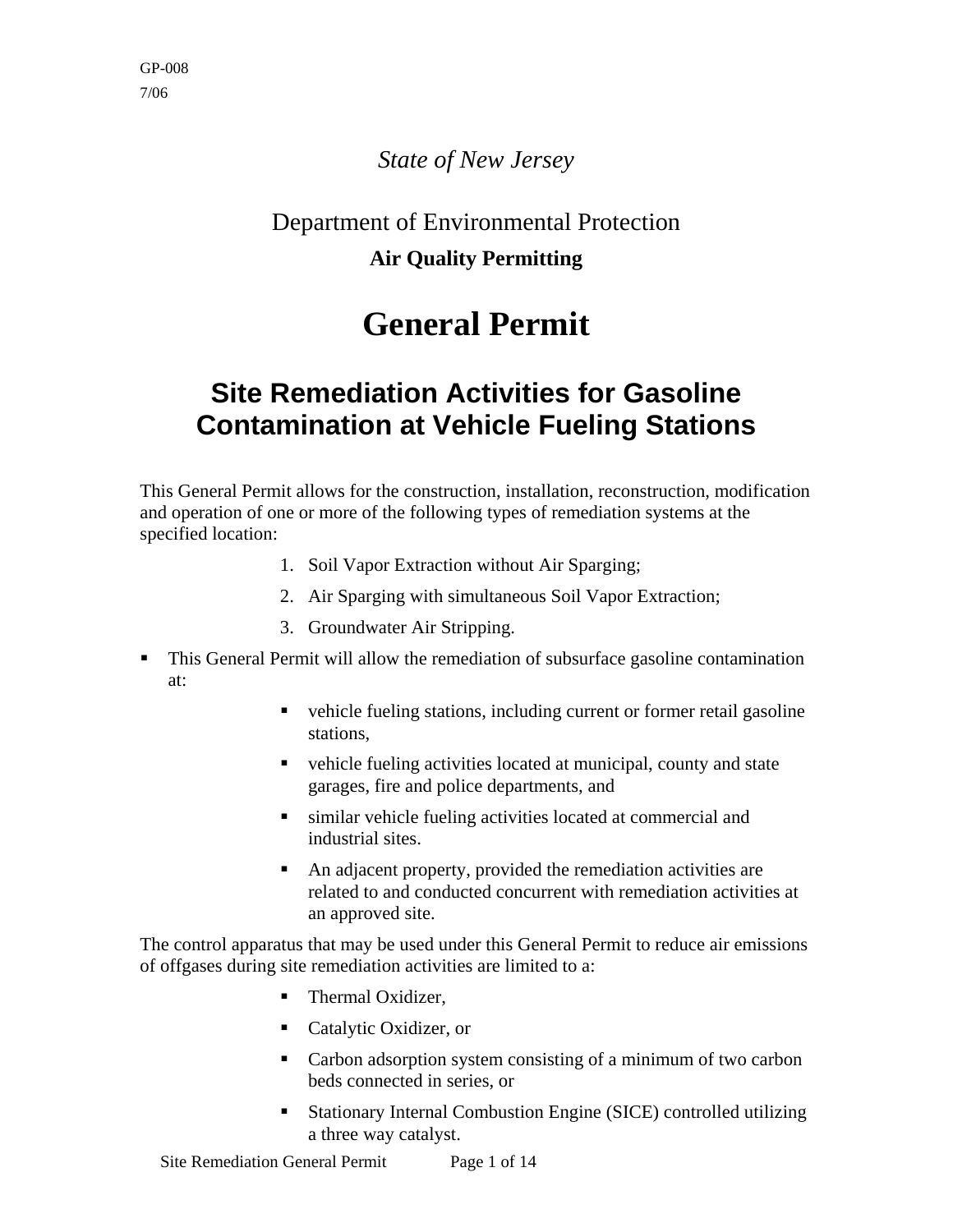GP-008
7/06

*State of New Jersey*

Department of Environmental Protection

**Air Quality Permitting**

# General Permit

## Site Remediation Activities for Gasoline Contamination at Vehicle Fueling Stations

This General Permit allows for the construction, installation, reconstruction, modification and operation of one or more of the following types of remediation systems at the specified location:

1. Soil Vapor Extraction without Air Sparging;
2. Air Sparging with simultaneous Soil Vapor Extraction;
3. Groundwater Air Stripping.

- This General Permit will allow the remediation of subsurface gasoline contamination at:
  - vehicle fueling stations, including current or former retail gasoline stations,
  - vehicle fueling activities located at municipal, county and state garages, fire and police departments, and
  - similar vehicle fueling activities located at commercial and industrial sites.
  - An adjacent property, provided the remediation activities are related to and conducted concurrent with remediation activities at an approved site.

The control apparatus that may be used under this General Permit to reduce air emissions of offgases during site remediation activities are limited to a:

- Thermal Oxidizer,
- Catalytic Oxidizer, or
- Carbon adsorption system consisting of a minimum of two carbon beds connected in series, or
- Stationary Internal Combustion Engine (SICE) controlled utilizing a three way catalyst.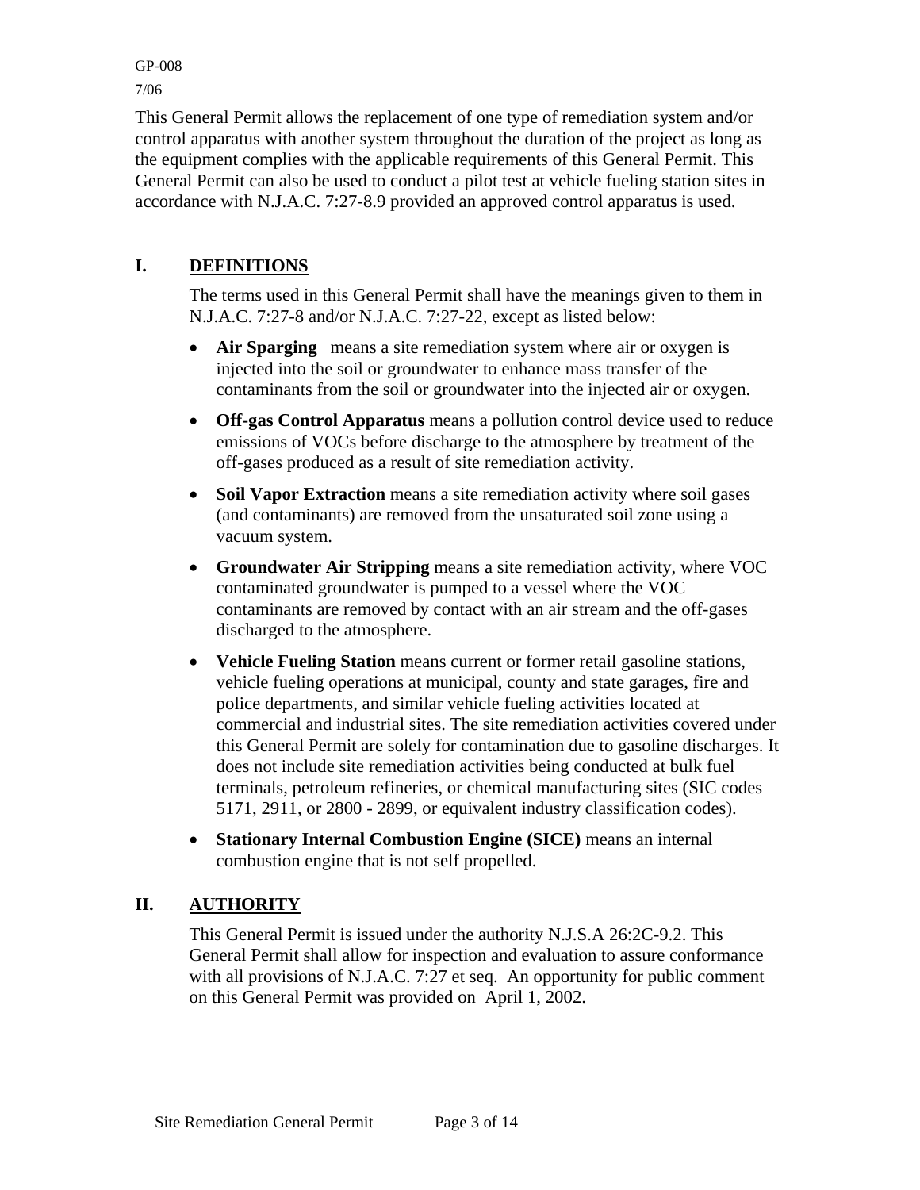This General Permit allows the replacement of one type of remediation system and/or control apparatus with another system throughout the duration of the project as long as the equipment complies with the applicable requirements of this General Permit. This General Permit can also be used to conduct a pilot test at vehicle fueling station sites in accordance with N.J.A.C. 7:27-8.9 provided an approved control apparatus is used.

## I. DEFINITIONS

The terms used in this General Permit shall have the meanings given to them in N.J.A.C. 7:27-8 and/or N.J.A.C. 7:27-22, except as listed below:

- **Air Sparging** means a site remediation system where air or oxygen is injected into the soil or groundwater to enhance mass transfer of the contaminants from the soil or groundwater into the injected air or oxygen.
- **Off-gas Control Apparatus** means a pollution control device used to reduce emissions of VOCs before discharge to the atmosphere by treatment of the off-gases produced as a result of site remediation activity.
- **Soil Vapor Extraction** means a site remediation activity where soil gases (and contaminants) are removed from the unsaturated soil zone using a vacuum system.
- **Groundwater Air Stripping** means a site remediation activity, where VOC contaminated groundwater is pumped to a vessel where the VOC contaminants are removed by contact with an air stream and the off-gases discharged to the atmosphere.
- **Vehicle Fueling Station** means current or former retail gasoline stations, vehicle fueling operations at municipal, county and state garages, fire and police departments, and similar vehicle fueling activities located at commercial and industrial sites. The site remediation activities covered under this General Permit are solely for contamination due to gasoline discharges. It does not include site remediation activities being conducted at bulk fuel terminals, petroleum refineries, or chemical manufacturing sites (SIC codes 5171, 2911, or 2800 - 2899, or equivalent industry classification codes).
- **Stationary Internal Combustion Engine (SICE)** means an internal combustion engine that is not self propelled.

## II. AUTHORITY

This General Permit is issued under the authority N.J.S.A 26:2C-9.2. This General Permit shall allow for inspection and evaluation to assure conformance with all provisions of N.J.A.C. 7:27 et seq. An opportunity for public comment on this General Permit was provided on April 1, 2002.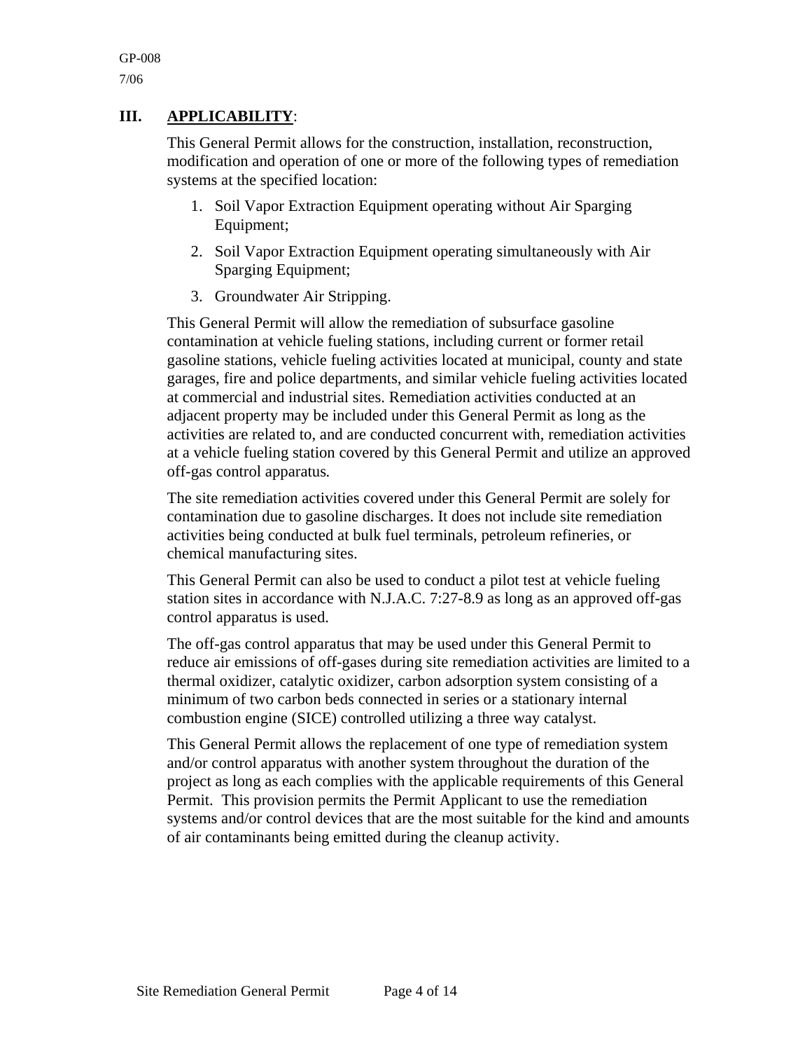## III. **APPLICABILITY**:

This General Permit allows for the construction, installation, reconstruction, modification and operation of one or more of the following types of remediation systems at the specified location:

1. Soil Vapor Extraction Equipment operating without Air Sparging Equipment;
2. Soil Vapor Extraction Equipment operating simultaneously with Air Sparging Equipment;
3. Groundwater Air Stripping.

This General Permit will allow the remediation of subsurface gasoline contamination at vehicle fueling stations, including current or former retail gasoline stations, vehicle fueling activities located at municipal, county and state garages, fire and police departments, and similar vehicle fueling activities located at commercial and industrial sites. Remediation activities conducted at an adjacent property may be included under this General Permit as long as the activities are related to, and are conducted concurrent with, remediation activities at a vehicle fueling station covered by this General Permit and utilize an approved off-gas control apparatus.

The site remediation activities covered under this General Permit are solely for contamination due to gasoline discharges. It does not include site remediation activities being conducted at bulk fuel terminals, petroleum refineries, or chemical manufacturing sites.

This General Permit can also be used to conduct a pilot test at vehicle fueling station sites in accordance with N.J.A.C. 7:27-8.9 as long as an approved off-gas control apparatus is used.

The off-gas control apparatus that may be used under this General Permit to reduce air emissions of off-gases during site remediation activities are limited to a thermal oxidizer, catalytic oxidizer, carbon adsorption system consisting of a minimum of two carbon beds connected in series or a stationary internal combustion engine (SICE) controlled utilizing a three way catalyst.

This General Permit allows the replacement of one type of remediation system and/or control apparatus with another system throughout the duration of the project as long as each complies with the applicable requirements of this General Permit. This provision permits the Permit Applicant to use the remediation systems and/or control devices that are the most suitable for the kind and amounts of air contaminants being emitted during the cleanup activity.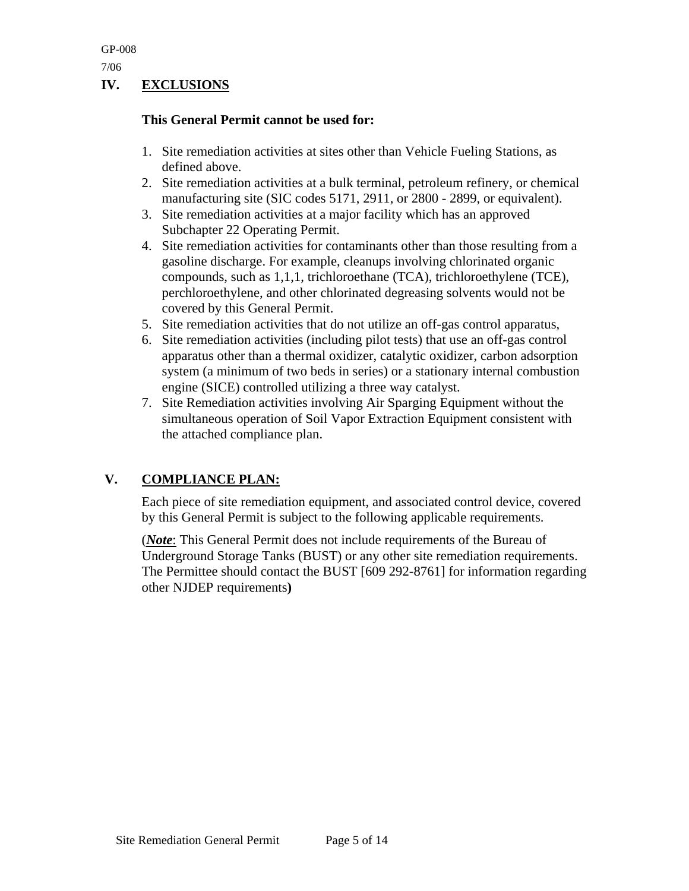## IV. EXCLUSIONS

**This General Permit cannot be used for:**

1. Site remediation activities at sites other than Vehicle Fueling Stations, as defined above.
2. Site remediation activities at a bulk terminal, petroleum refinery, or chemical manufacturing site (SIC codes 5171, 2911, or 2800 - 2899, or equivalent).
3. Site remediation activities at a major facility which has an approved Subchapter 22 Operating Permit.
4. Site remediation activities for contaminants other than those resulting from a gasoline discharge. For example, cleanups involving chlorinated organic compounds, such as 1,1,1, trichloroethane (TCA), trichloroethylene (TCE), perchloroethylene, and other chlorinated degreasing solvents would not be covered by this General Permit.
5. Site remediation activities that do not utilize an off-gas control apparatus,
6. Site remediation activities (including pilot tests) that use an off-gas control apparatus other than a thermal oxidizer, catalytic oxidizer, carbon adsorption system (a minimum of two beds in series) or a stationary internal combustion engine (SICE) controlled utilizing a three way catalyst.
7. Site Remediation activities involving Air Sparging Equipment without the simultaneous operation of Soil Vapor Extraction Equipment consistent with the attached compliance plan.

## V. COMPLIANCE PLAN:

Each piece of site remediation equipment, and associated control device, covered by this General Permit is subject to the following applicable requirements.

(***Note***: This General Permit does not include requirements of the Bureau of Underground Storage Tanks (BUST) or any other site remediation requirements. The Permittee should contact the BUST [609 292-8761] for information regarding other NJDEP requirements**)**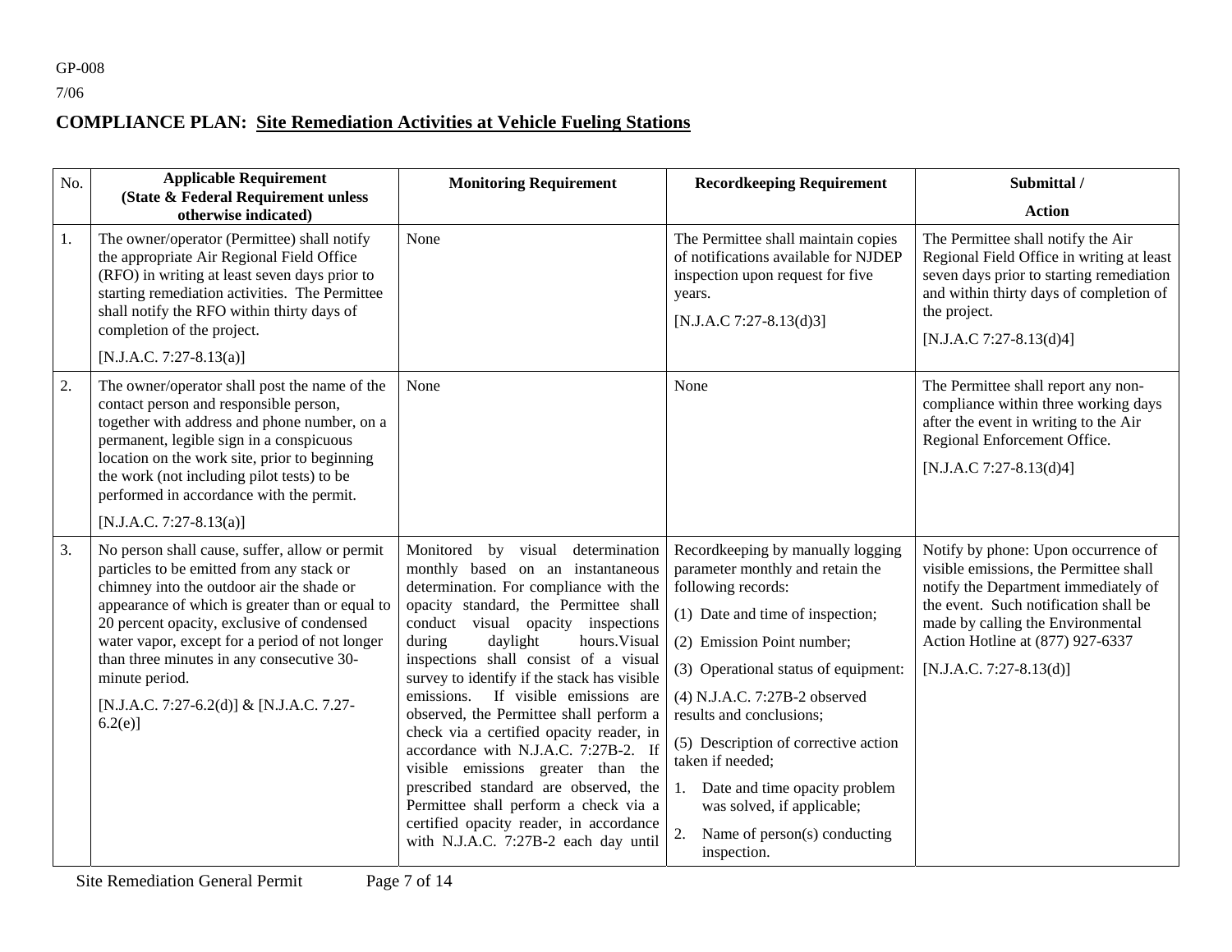GP-008

7/06

## COMPLIANCE PLAN: Site Remediation Activities at Vehicle Fueling Stations

| No. | Applicable Requirement (State & Federal Requirement unless otherwise indicated) | Monitoring Requirement | Recordkeeping Requirement | Submittal / Action |
| --- | --- | --- | --- | --- |
| 1. | The owner/operator (Permittee) shall notify the appropriate Air Regional Field Office (RFO) in writing at least seven days prior to starting remediation activities. The Permittee shall notify the RFO within thirty days of completion of the project. [N.J.A.C. 7:27-8.13(a)] | None | The Permittee shall maintain copies of notifications available for NJDEP inspection upon request for five years. [N.J.A.C 7:27-8.13(d)3] | The Permittee shall notify the Air Regional Field Office in writing at least seven days prior to starting remediation and within thirty days of completion of the project. [N.J.A.C 7:27-8.13(d)4] |
| 2. | The owner/operator shall post the name of the contact person and responsible person, together with address and phone number, on a permanent, legible sign in a conspicuous location on the work site, prior to beginning the work (not including pilot tests) to be performed in accordance with the permit. [N.J.A.C. 7:27-8.13(a)] | None | None | The Permittee shall report any non-compliance within three working days after the event in writing to the Air Regional Enforcement Office. [N.J.A.C 7:27-8.13(d)4] |
| 3. | No person shall cause, suffer, allow or permit particles to be emitted from any stack or chimney into the outdoor air the shade or appearance of which is greater than or equal to 20 percent opacity, exclusive of condensed water vapor, except for a period of not longer than three minutes in any consecutive 30-minute period. [N.J.A.C. 7:27-6.2(d)] & [N.J.A.C. 7.27-6.2(e)] | Monitored by visual determination monthly based on an instantaneous determination. For compliance with the opacity standard, the Permittee shall conduct visual opacity inspections during daylight hours.Visual inspections shall consist of a visual survey to identify if the stack has visible emissions. If visible emissions are observed, the Permittee shall perform a check via a certified opacity reader, in accordance with N.J.A.C. 7:27B-2. If visible emissions greater than the prescribed standard are observed, the Permittee shall perform a check via a certified opacity reader, in accordance with N.J.A.C. 7:27B-2 each day until | Recordkeeping by manually logging parameter monthly and retain the following records: (1) Date and time of inspection; (2) Emission Point number; (3) Operational status of equipment: (4) N.J.A.C. 7:27B-2 observed results and conclusions; (5) Description of corrective action taken if needed; 1. Date and time opacity problem was solved, if applicable; 2. Name of person(s) conducting inspection. | Notify by phone: Upon occurrence of visible emissions, the Permittee shall notify the Department immediately of the event. Such notification shall be made by calling the Environmental Action Hotline at (877) 927-6337 [N.J.A.C. 7:27-8.13(d)] |

Site Remediation General Permit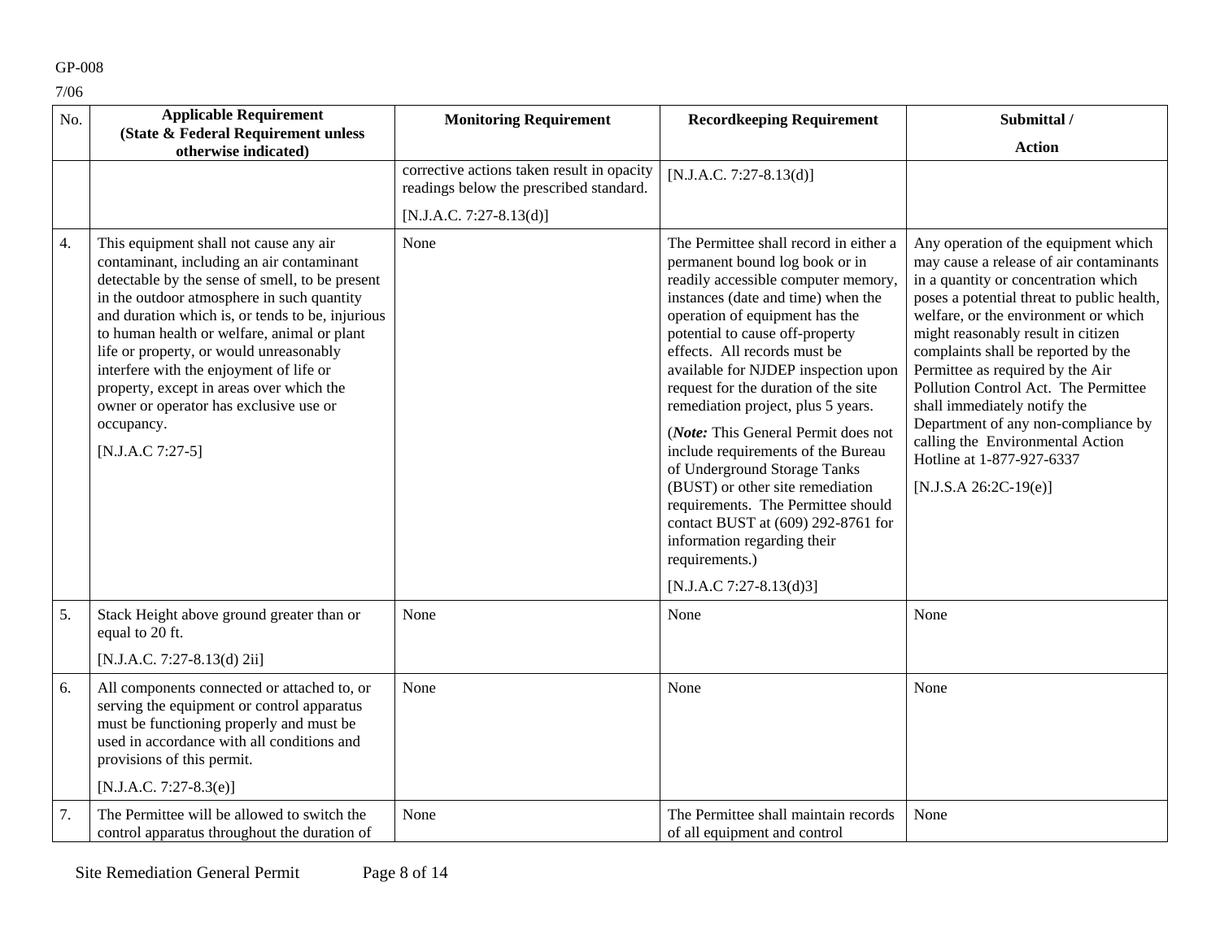| No. | Applicable Requirement (State & Federal Requirement unless otherwise indicated) | Monitoring Requirement | Recordkeeping Requirement | Submittal / Action |
|---|---|---|---|---|
| | | corrective actions taken result in opacity readings below the prescribed standard. [N.J.A.C. 7:27-8.13(d)] | [N.J.A.C. 7:27-8.13(d)] | |
| 4. | This equipment shall not cause any air contaminant, including an air contaminant detectable by the sense of smell, to be present in the outdoor atmosphere in such quantity and duration which is, or tends to be, injurious to human health or welfare, animal or plant life or property, or would unreasonably interfere with the enjoyment of life or property, except in areas over which the owner or operator has exclusive use or occupancy. [N.J.A.C 7:27-5] | None | The Permittee shall record in either a permanent bound log book or in readily accessible computer memory, instances (date and time) when the operation of equipment has the potential to cause off-property effects. All records must be available for NJDEP inspection upon request for the duration of the site remediation project, plus 5 years. (***Note:*** This General Permit does not include requirements of the Bureau of Underground Storage Tanks (BUST) or other site remediation requirements. The Permittee should contact BUST at (609) 292-8761 for information regarding their requirements.) [N.J.A.C 7:27-8.13(d)3] | Any operation of the equipment which may cause a release of air contaminants in a quantity or concentration which poses a potential threat to public health, welfare, or the environment or which might reasonably result in citizen complaints shall be reported by the Permittee as required by the Air Pollution Control Act. The Permittee shall immediately notify the Department of any non-compliance by calling the Environmental Action Hotline at 1-877-927-6337 [N.J.S.A 26:2C-19(e)] |
| 5. | Stack Height above ground greater than or equal to 20 ft. [N.J.A.C. 7:27-8.13(d) 2ii] | None | None | None |
| 6. | All components connected or attached to, or serving the equipment or control apparatus must be functioning properly and must be used in accordance with all conditions and provisions of this permit. [N.J.A.C. 7:27-8.3(e)] | None | None | None |
| 7. | The Permittee will be allowed to switch the control apparatus throughout the duration of | None | The Permittee shall maintain records of all equipment and control | None |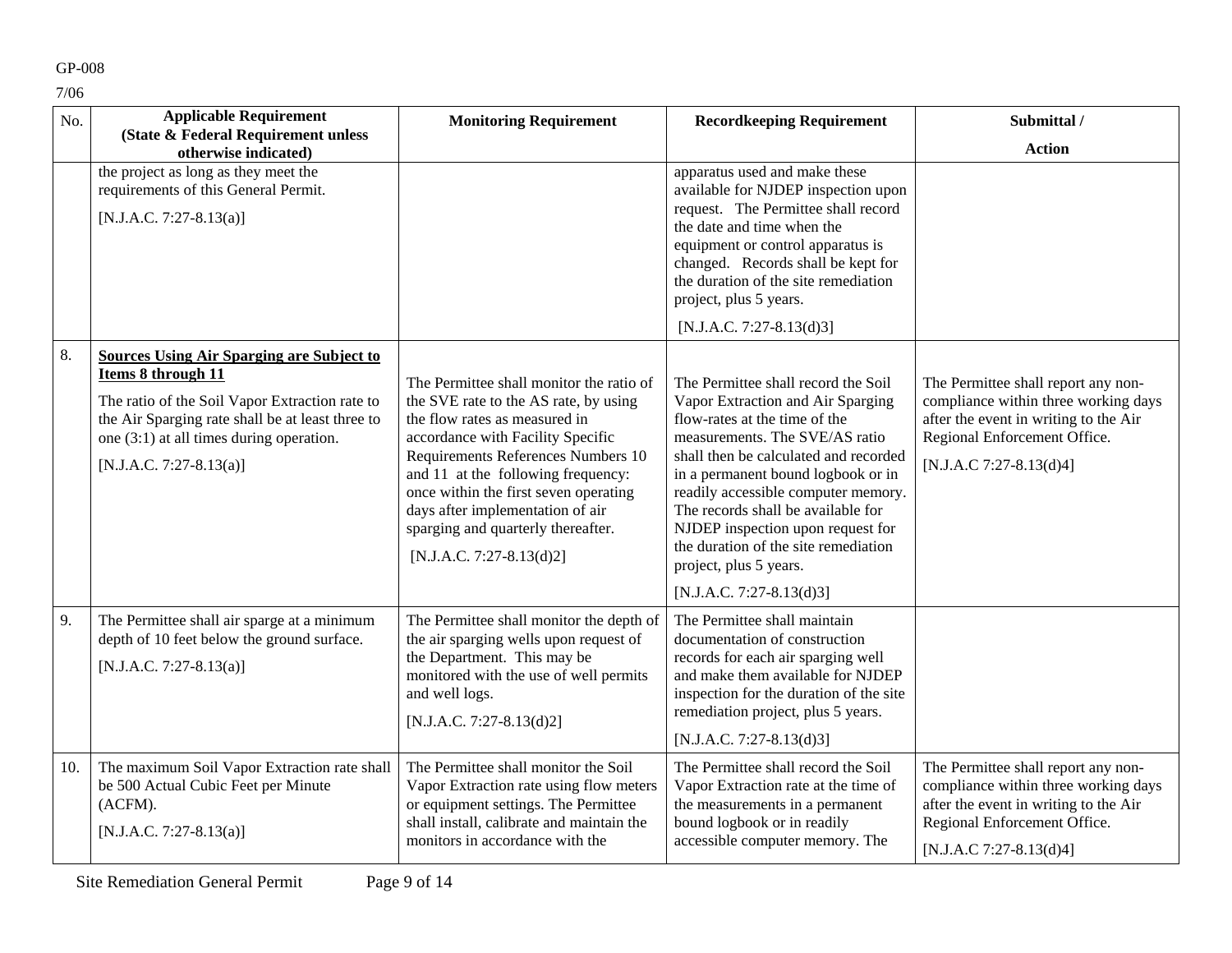| No. | Applicable Requirement (State & Federal Requirement unless otherwise indicated) | Monitoring Requirement | Recordkeeping Requirement | Submittal / Action |
|---|---|---|---|---|
| | the project as long as they meet the requirements of this General Permit. [N.J.A.C. 7:27-8.13(a)] | | apparatus used and make these available for NJDEP inspection upon request. The Permittee shall record the date and time when the equipment or control apparatus is changed. Records shall be kept for the duration of the site remediation project, plus 5 years. [N.J.A.C. 7:27-8.13(d)3] | |
| 8. | **Sources Using Air Sparging are Subject to Items 8 through 11** The ratio of the Soil Vapor Extraction rate to the Air Sparging rate shall be at least three to one (3:1) at all times during operation. [N.J.A.C. 7:27-8.13(a)] | The Permittee shall monitor the ratio of the SVE rate to the AS rate, by using the flow rates as measured in accordance with Facility Specific Requirements References Numbers 10 and 11 at the following frequency: once within the first seven operating days after implementation of air sparging and quarterly thereafter. [N.J.A.C. 7:27-8.13(d)2] | The Permittee shall record the Soil Vapor Extraction and Air Sparging flow-rates at the time of the measurements. The SVE/AS ratio shall then be calculated and recorded in a permanent bound logbook or in readily accessible computer memory. The records shall be available for NJDEP inspection upon request for the duration of the site remediation project, plus 5 years. [N.J.A.C. 7:27-8.13(d)3] | The Permittee shall report any non-compliance within three working days after the event in writing to the Air Regional Enforcement Office. [N.J.A.C 7:27-8.13(d)4] |
| 9. | The Permittee shall air sparge at a minimum depth of 10 feet below the ground surface. [N.J.A.C. 7:27-8.13(a)] | The Permittee shall monitor the depth of the air sparging wells upon request of the Department. This may be monitored with the use of well permits and well logs. [N.J.A.C. 7:27-8.13(d)2] | The Permittee shall maintain documentation of construction records for each air sparging well and make them available for NJDEP inspection for the duration of the site remediation project, plus 5 years. [N.J.A.C. 7:27-8.13(d)3] | |
| 10. | The maximum Soil Vapor Extraction rate shall be 500 Actual Cubic Feet per Minute (ACFM). [N.J.A.C. 7:27-8.13(a)] | The Permittee shall monitor the Soil Vapor Extraction rate using flow meters or equipment settings. The Permittee shall install, calibrate and maintain the monitors in accordance with the | The Permittee shall record the Soil Vapor Extraction rate at the time of the measurements in a permanent bound logbook or in readily accessible computer memory. The | The Permittee shall report any non-compliance within three working days after the event in writing to the Air Regional Enforcement Office. [N.J.A.C 7:27-8.13(d)4] |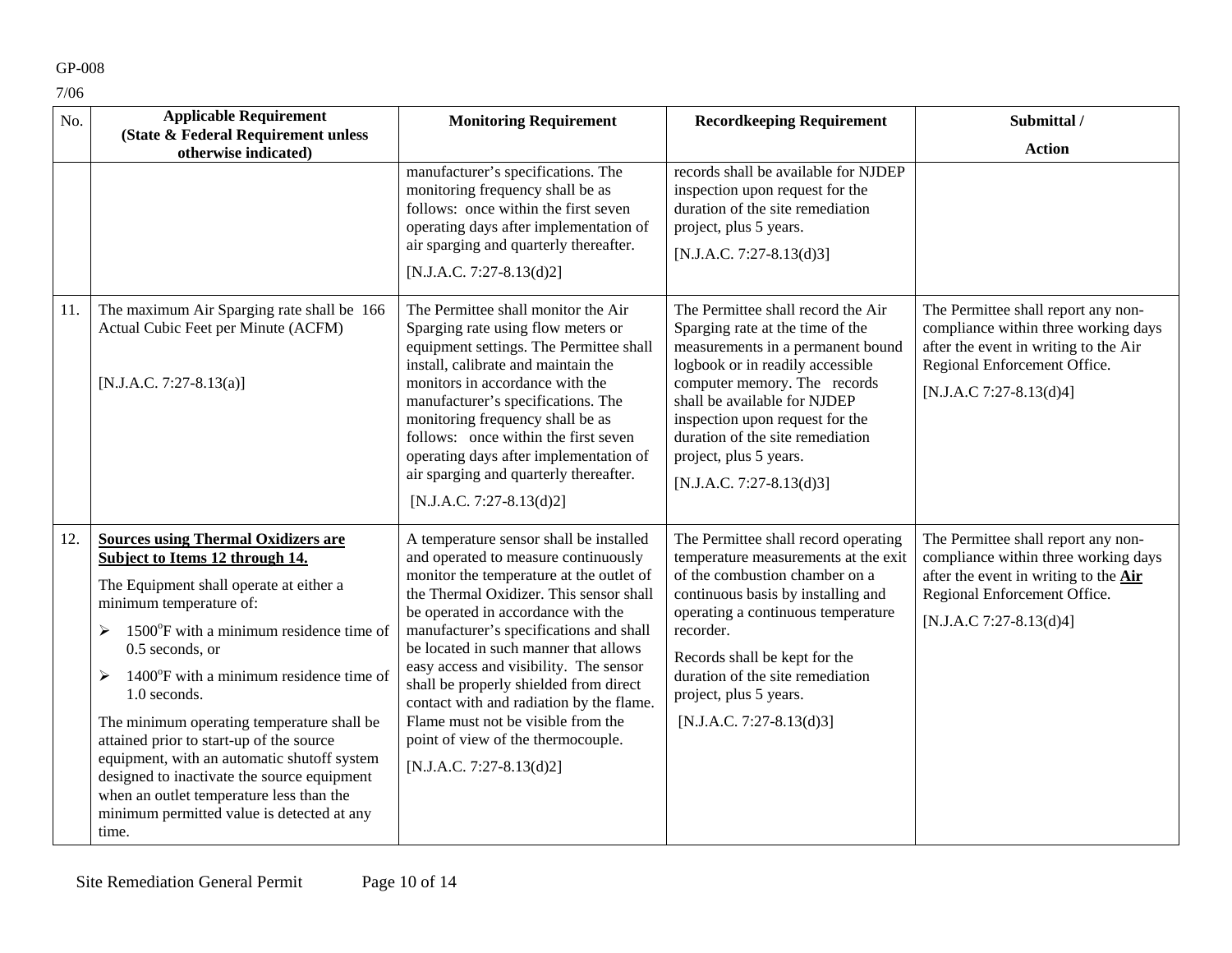| No. | Applicable Requirement (State & Federal Requirement unless otherwise indicated) | Monitoring Requirement | Recordkeeping Requirement | Submittal / Action |
|---|---|---|---|---|
| | | manufacturer's specifications. The monitoring frequency shall be as follows: once within the first seven operating days after implementation of air sparging and quarterly thereafter. [N.J.A.C. 7:27-8.13(d)2] | records shall be available for NJDEP inspection upon request for the duration of the site remediation project, plus 5 years. [N.J.A.C. 7:27-8.13(d)3] | |
| 11. | The maximum Air Sparging rate shall be 166 Actual Cubic Feet per Minute (ACFM) [N.J.A.C. 7:27-8.13(a)] | The Permittee shall monitor the Air Sparging rate using flow meters or equipment settings. The Permittee shall install, calibrate and maintain the monitors in accordance with the manufacturer's specifications. The monitoring frequency shall be as follows: once within the first seven operating days after implementation of air sparging and quarterly thereafter. [N.J.A.C. 7:27-8.13(d)2] | The Permittee shall record the Air Sparging rate at the time of the measurements in a permanent bound logbook or in readily accessible computer memory. The records shall be available for NJDEP inspection upon request for the duration of the site remediation project, plus 5 years. [N.J.A.C. 7:27-8.13(d)3] | The Permittee shall report any non-compliance within three working days after the event in writing to the Air Regional Enforcement Office. [N.J.A.C 7:27-8.13(d)4] |
| 12. | **<u>Sources using Thermal Oxidizers are Subject to Items 12 through 14.</u>** The Equipment shall operate at either a minimum temperature of: <br>➢ 1500°F with a minimum residence time of 0.5 seconds, or <br>➢ 1400°F with a minimum residence time of 1.0 seconds. <br>The minimum operating temperature shall be attained prior to start-up of the source equipment, with an automatic shutoff system designed to inactivate the source equipment when an outlet temperature less than the minimum permitted value is detected at any time. | A temperature sensor shall be installed and operated to measure continuously monitor the temperature at the outlet of the Thermal Oxidizer. This sensor shall be operated in accordance with the manufacturer's specifications and shall be located in such manner that allows easy access and visibility. The sensor shall be properly shielded from direct contact with and radiation by the flame. Flame must not be visible from the point of view of the thermocouple. [N.J.A.C. 7:27-8.13(d)2] | The Permittee shall record operating temperature measurements at the exit of the combustion chamber on a continuous basis by installing and operating a continuous temperature recorder. Records shall be kept for the duration of the site remediation project, plus 5 years. [N.J.A.C. 7:27-8.13(d)3] | The Permittee shall report any non-compliance within three working days after the event in writing to the **<u>Air</u>** Regional Enforcement Office. [N.J.A.C 7:27-8.13(d)4] |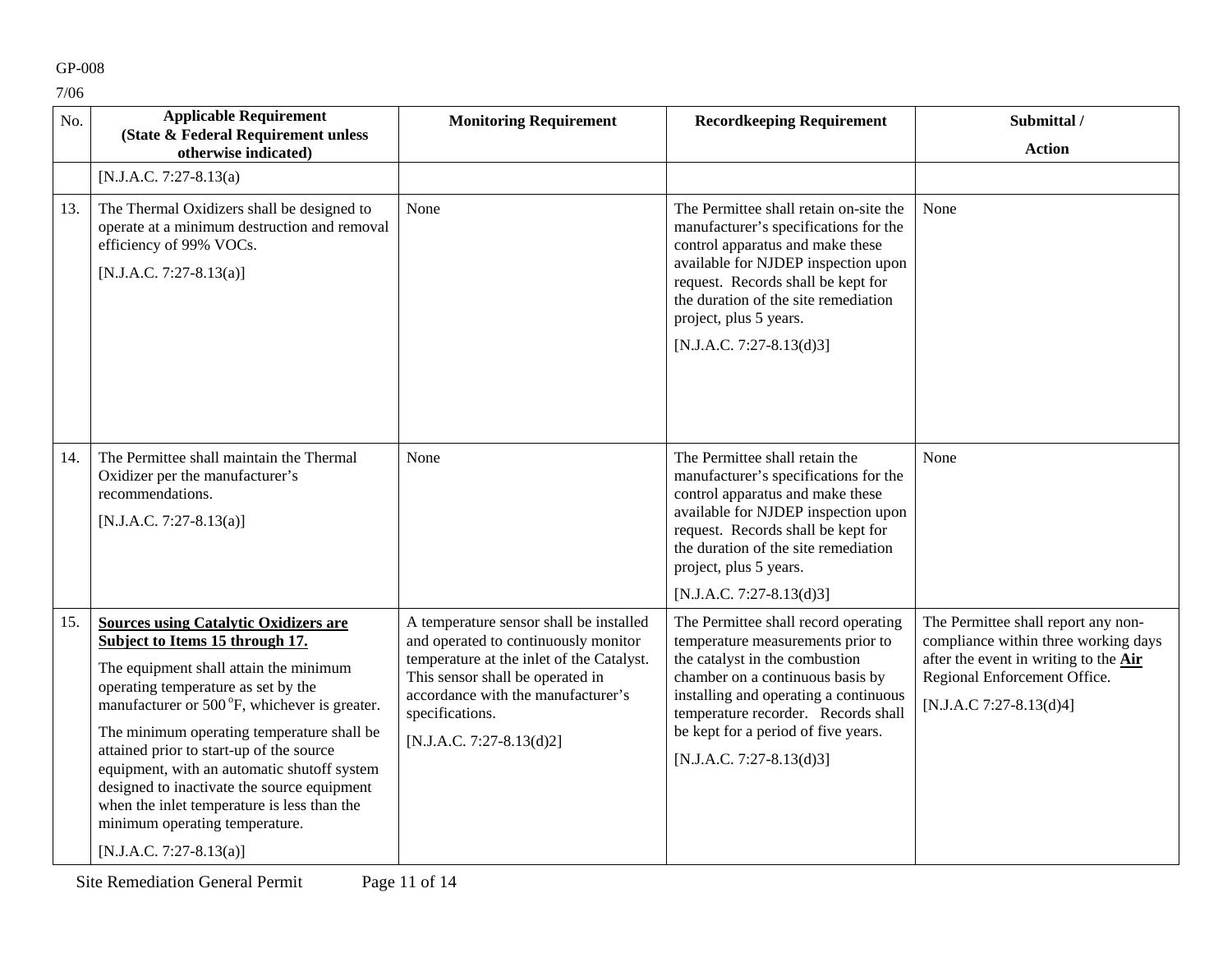| No. | Applicable Requirement (State & Federal Requirement unless otherwise indicated) | Monitoring Requirement | Recordkeeping Requirement | Submittal / Action |
|---|---|---|---|---|
| | [N.J.A.C. 7:27-8.13(a) | | | |
| 13. | The Thermal Oxidizers shall be designed to operate at a minimum destruction and removal efficiency of 99% VOCs. [N.J.A.C. 7:27-8.13(a)] | None | The Permittee shall retain on-site the manufacturer's specifications for the control apparatus and make these available for NJDEP inspection upon request. Records shall be kept for the duration of the site remediation project, plus 5 years. [N.J.A.C. 7:27-8.13(d)3] | None |
| 14. | The Permittee shall maintain the Thermal Oxidizer per the manufacturer's recommendations. [N.J.A.C. 7:27-8.13(a)] | None | The Permittee shall retain the manufacturer's specifications for the control apparatus and make these available for NJDEP inspection upon request. Records shall be kept for the duration of the site remediation project, plus 5 years. [N.J.A.C. 7:27-8.13(d)3] | None |
| 15. | **Sources using Catalytic Oxidizers are Subject to Items 15 through 17.** The equipment shall attain the minimum operating temperature as set by the manufacturer or 500 °F, whichever is greater. The minimum operating temperature shall be attained prior to start-up of the source equipment, with an automatic shutoff system designed to inactivate the source equipment when the inlet temperature is less than the minimum operating temperature. [N.J.A.C. 7:27-8.13(a)] | A temperature sensor shall be installed and operated to continuously monitor temperature at the inlet of the Catalyst. This sensor shall be operated in accordance with the manufacturer's specifications. [N.J.A.C. 7:27-8.13(d)2] | The Permittee shall record operating temperature measurements prior to the catalyst in the combustion chamber on a continuous basis by installing and operating a continuous temperature recorder. Records shall be kept for a period of five years. [N.J.A.C. 7:27-8.13(d)3] | The Permittee shall report any non-compliance within three working days after the event in writing to the **Air** Regional Enforcement Office. [N.J.A.C 7:27-8.13(d)4] |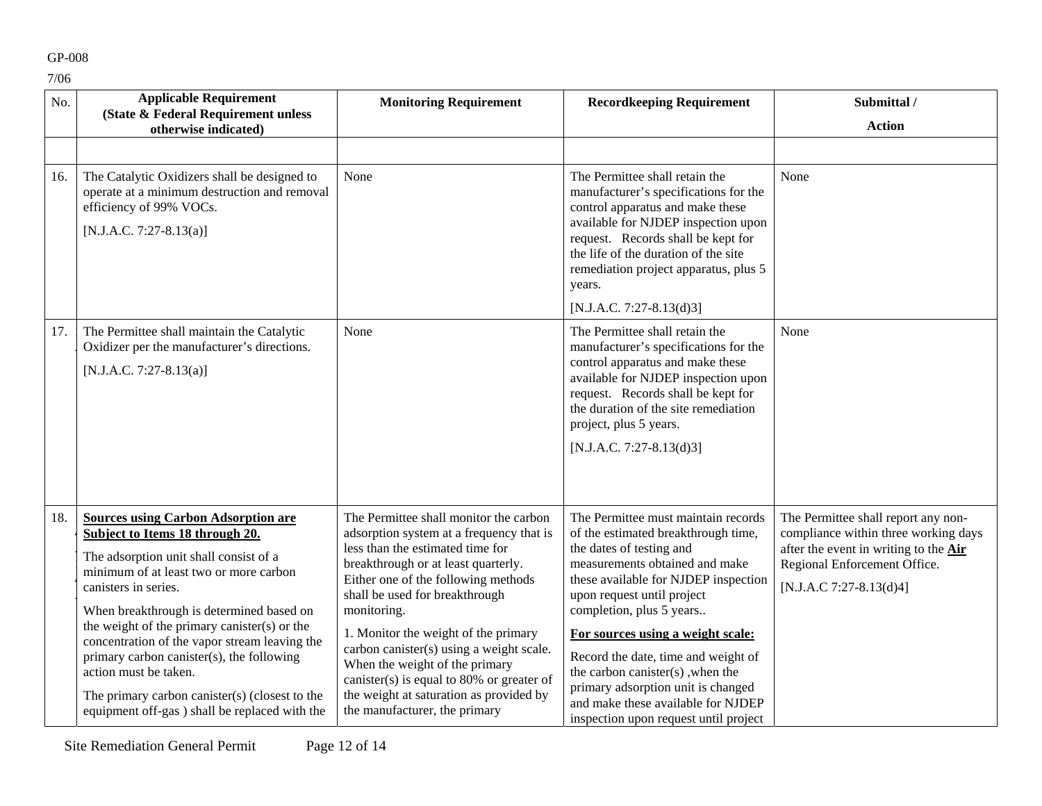| No. | Applicable Requirement (State & Federal Requirement unless otherwise indicated) | Monitoring Requirement | Recordkeeping Requirement | Submittal / Action |
|---|---|---|---|---|
| | | | | |
| 16. | The Catalytic Oxidizers shall be designed to operate at a minimum destruction and removal efficiency of 99% VOCs. [N.J.A.C. 7:27-8.13(a)] | None | The Permittee shall retain the manufacturer's specifications for the control apparatus and make these available for NJDEP inspection upon request. Records shall be kept for the life of the duration of the site remediation project apparatus, plus 5 years. [N.J.A.C. 7:27-8.13(d)3] | None |
| 17. | The Permittee shall maintain the Catalytic Oxidizer per the manufacturer's directions. [N.J.A.C. 7:27-8.13(a)] | None | The Permittee shall retain the manufacturer's specifications for the control apparatus and make these available for NJDEP inspection upon request. Records shall be kept for the duration of the site remediation project, plus 5 years. [N.J.A.C. 7:27-8.13(d)3] | None |
| 18. | **Sources using Carbon Adsorption are Subject to Items 18 through 20.** The adsorption unit shall consist of a minimum of at least two or more carbon canisters in series. When breakthrough is determined based on the weight of the primary canister(s) or the concentration of the vapor stream leaving the primary carbon canister(s), the following action must be taken. The primary carbon canister(s) (closest to the equipment off-gas ) shall be replaced with the | The Permittee shall monitor the carbon adsorption system at a frequency that is less than the estimated time for breakthrough or at least quarterly. Either one of the following methods shall be used for breakthrough monitoring. 1. Monitor the weight of the primary carbon canister(s) using a weight scale. When the weight of the primary canister(s) is equal to 80% or greater of the weight at saturation as provided by the manufacturer, the primary | The Permittee must maintain records of the estimated breakthrough time, the dates of testing and measurements obtained and make these available for NJDEP inspection upon request until project completion, plus 5 years.. **For sources using a weight scale:** Record the date, time and weight of the carbon canister(s) ,when the primary adsorption unit is changed and make these available for NJDEP inspection upon request until project | The Permittee shall report any non-compliance within three working days after the event in writing to the **Air** Regional Enforcement Office. [N.J.A.C 7:27-8.13(d)4] |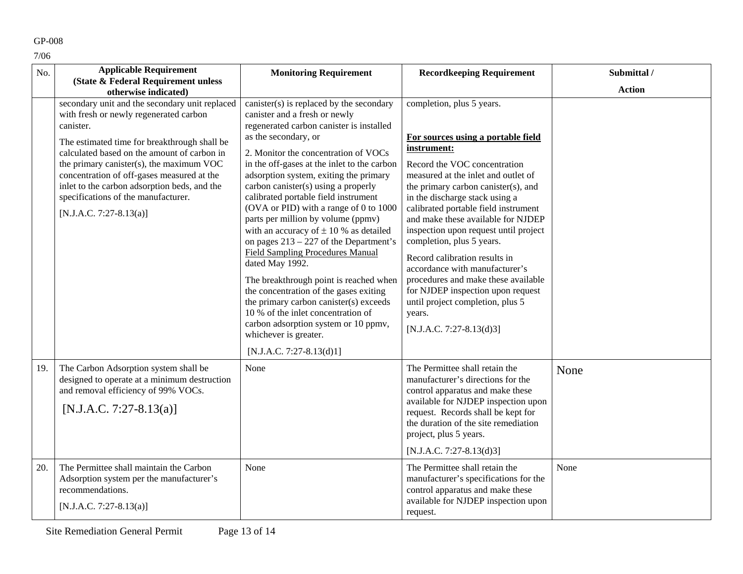| No. | Applicable Requirement (State & Federal Requirement unless otherwise indicated) | Monitoring Requirement | Recordkeeping Requirement | Submittal / Action |
|---|---|---|---|---|
| | secondary unit and the secondary unit replaced with fresh or newly regenerated carbon canister.<br><br>The estimated time for breakthrough shall be calculated based on the amount of carbon in the primary canister(s), the maximum VOC concentration of off-gases measured at the inlet to the carbon adsorption beds, and the specifications of the manufacturer.<br><br>[N.J.A.C. 7:27-8.13(a)] | canister(s) is replaced by the secondary canister and a fresh or newly regenerated carbon canister is installed as the secondary, or<br><br>2. Monitor the concentration of VOCs in the off-gases at the inlet to the carbon adsorption system, exiting the primary carbon canister(s) using a properly calibrated portable field instrument (OVA or PID) with a range of 0 to 1000 parts per million by volume (ppmv) with an accuracy of ± 10 % as detailed on pages 213 – 227 of the Department's Field Sampling Procedures Manual dated May 1992.<br><br>The breakthrough point is reached when the concentration of the gases exiting the primary carbon canister(s) exceeds 10 % of the inlet concentration of carbon adsorption system or 10 ppmv, whichever is greater.<br><br>[N.J.A.C. 7:27-8.13(d)1] | completion, plus 5 years.<br><br>**For sources using a portable field instrument:**<br><br>Record the VOC concentration measured at the inlet and outlet of the primary carbon canister(s), and in the discharge stack using a calibrated portable field instrument and make these available for NJDEP inspection upon request until project completion, plus 5 years.<br><br>Record calibration results in accordance with manufacturer's procedures and make these available for NJDEP inspection upon request until project completion, plus 5 years.<br><br>[N.J.A.C. 7:27-8.13(d)3] | |
| 19. | The Carbon Adsorption system shall be designed to operate at a minimum destruction and removal efficiency of 99% VOCs.<br><br>[N.J.A.C. 7:27-8.13(a)] | None | The Permittee shall retain the manufacturer's directions for the control apparatus and make these available for NJDEP inspection upon request. Records shall be kept for the duration of the site remediation project, plus 5 years.<br><br>[N.J.A.C. 7:27-8.13(d)3] | None |
| 20. | The Permittee shall maintain the Carbon Adsorption system per the manufacturer's recommendations.<br><br>[N.J.A.C. 7:27-8.13(a)] | None | The Permittee shall retain the manufacturer's specifications for the control apparatus and make these available for NJDEP inspection upon request. | None |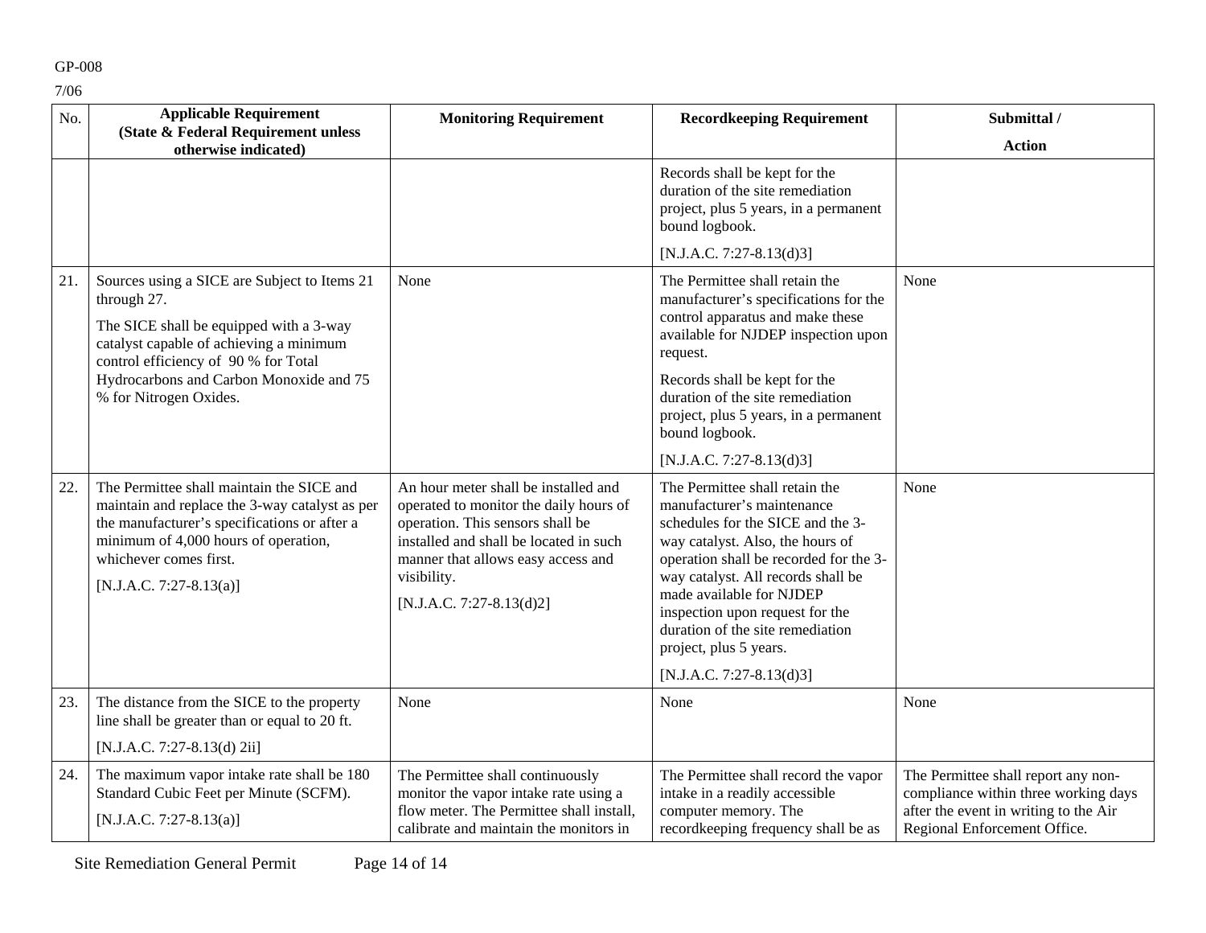| No. | Applicable Requirement (State & Federal Requirement unless otherwise indicated) | Monitoring Requirement | Recordkeeping Requirement | Submittal / Action |
|---|---|---|---|---|
| | | | Records shall be kept for the duration of the site remediation project, plus 5 years, in a permanent bound logbook. [N.J.A.C. 7:27-8.13(d)3] | |
| 21. | Sources using a SICE are Subject to Items 21 through 27. The SICE shall be equipped with a 3-way catalyst capable of achieving a minimum control efficiency of 90 % for Total Hydrocarbons and Carbon Monoxide and 75 % for Nitrogen Oxides. | None | The Permittee shall retain the manufacturer's specifications for the control apparatus and make these available for NJDEP inspection upon request. Records shall be kept for the duration of the site remediation project, plus 5 years, in a permanent bound logbook. [N.J.A.C. 7:27-8.13(d)3] | None |
| 22. | The Permittee shall maintain the SICE and maintain and replace the 3-way catalyst as per the manufacturer's specifications or after a minimum of 4,000 hours of operation, whichever comes first. [N.J.A.C. 7:27-8.13(a)] | An hour meter shall be installed and operated to monitor the daily hours of operation. This sensors shall be installed and shall be located in such manner that allows easy access and visibility. [N.J.A.C. 7:27-8.13(d)2] | The Permittee shall retain the manufacturer's maintenance schedules for the SICE and the 3-way catalyst. Also, the hours of operation shall be recorded for the 3-way catalyst. All records shall be made available for NJDEP inspection upon request for the duration of the site remediation project, plus 5 years. [N.J.A.C. 7:27-8.13(d)3] | None |
| 23. | The distance from the SICE to the property line shall be greater than or equal to 20 ft. [N.J.A.C. 7:27-8.13(d) 2ii] | None | None | None |
| 24. | The maximum vapor intake rate shall be 180 Standard Cubic Feet per Minute (SCFM). [N.J.A.C. 7:27-8.13(a)] | The Permittee shall continuously monitor the vapor intake rate using a flow meter. The Permittee shall install, calibrate and maintain the monitors in | The Permittee shall record the vapor intake in a readily accessible computer memory. The recordkeeping frequency shall be as | The Permittee shall report any non-compliance within three working days after the event in writing to the Air Regional Enforcement Office. |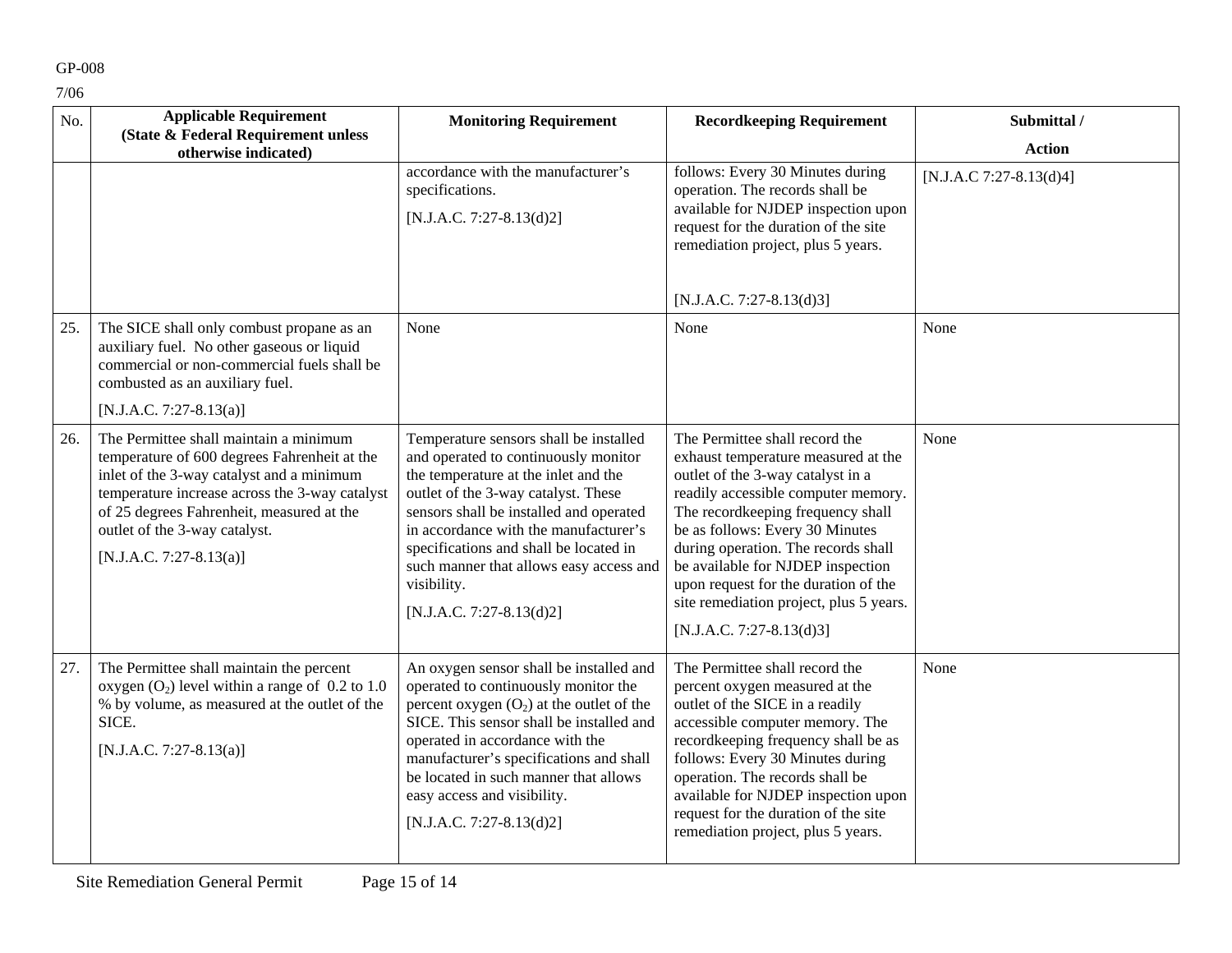| No. | Applicable Requirement (State & Federal Requirement unless otherwise indicated) | Monitoring Requirement | Recordkeeping Requirement | Submittal / Action |
|---|---|---|---|---|
| | | accordance with the manufacturer's specifications. [N.J.A.C. 7:27-8.13(d)2] | follows: Every 30 Minutes during operation. The records shall be available for NJDEP inspection upon request for the duration of the site remediation project, plus 5 years. [N.J.A.C. 7:27-8.13(d)3] | [N.J.A.C 7:27-8.13(d)4] |
| 25. | The SICE shall only combust propane as an auxiliary fuel. No other gaseous or liquid commercial or non-commercial fuels shall be combusted as an auxiliary fuel. [N.J.A.C. 7:27-8.13(a)] | None | None | None |
| 26. | The Permittee shall maintain a minimum temperature of 600 degrees Fahrenheit at the inlet of the 3-way catalyst and a minimum temperature increase across the 3-way catalyst of 25 degrees Fahrenheit, measured at the outlet of the 3-way catalyst. [N.J.A.C. 7:27-8.13(a)] | Temperature sensors shall be installed and operated to continuously monitor the temperature at the inlet and the outlet of the 3-way catalyst. These sensors shall be installed and operated in accordance with the manufacturer's specifications and shall be located in such manner that allows easy access and visibility. [N.J.A.C. 7:27-8.13(d)2] | The Permittee shall record the exhaust temperature measured at the outlet of the 3-way catalyst in a readily accessible computer memory. The recordkeeping frequency shall be as follows: Every 30 Minutes during operation. The records shall be available for NJDEP inspection upon request for the duration of the site remediation project, plus 5 years. [N.J.A.C. 7:27-8.13(d)3] | None |
| 27. | The Permittee shall maintain the percent oxygen ($O_2$) level within a range of 0.2 to 1.0 % by volume, as measured at the outlet of the SICE. [N.J.A.C. 7:27-8.13(a)] | An oxygen sensor shall be installed and operated to continuously monitor the percent oxygen ($O_2$) at the outlet of the SICE. This sensor shall be installed and operated in accordance with the manufacturer's specifications and shall be located in such manner that allows easy access and visibility. [N.J.A.C. 7:27-8.13(d)2] | The Permittee shall record the percent oxygen measured at the outlet of the SICE in a readily accessible computer memory. The recordkeeping frequency shall be as follows: Every 30 Minutes during operation. The records shall be available for NJDEP inspection upon request for the duration of the site remediation project, plus 5 years. | None |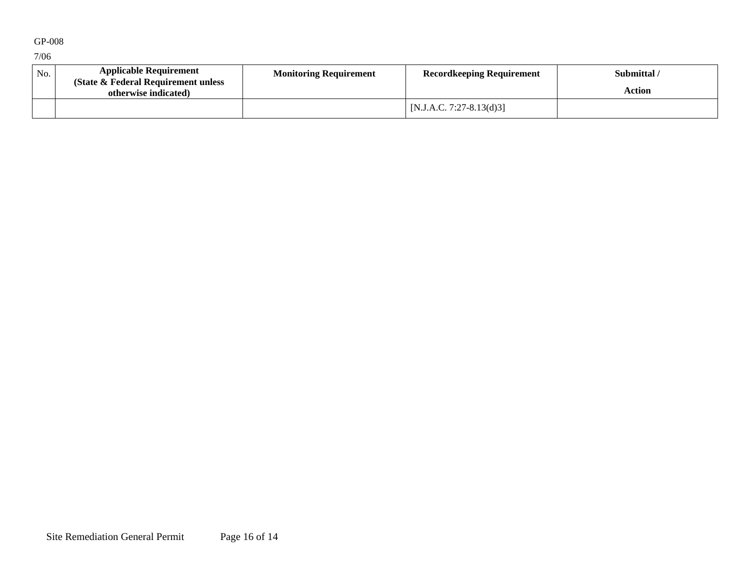| No. | Applicable Requirement (State & Federal Requirement unless otherwise indicated) | Monitoring Requirement | Recordkeeping Requirement | Submittal / Action |
|---|---|---|---|---|
| | | | [N.J.A.C. 7:27-8.13(d)3] | |